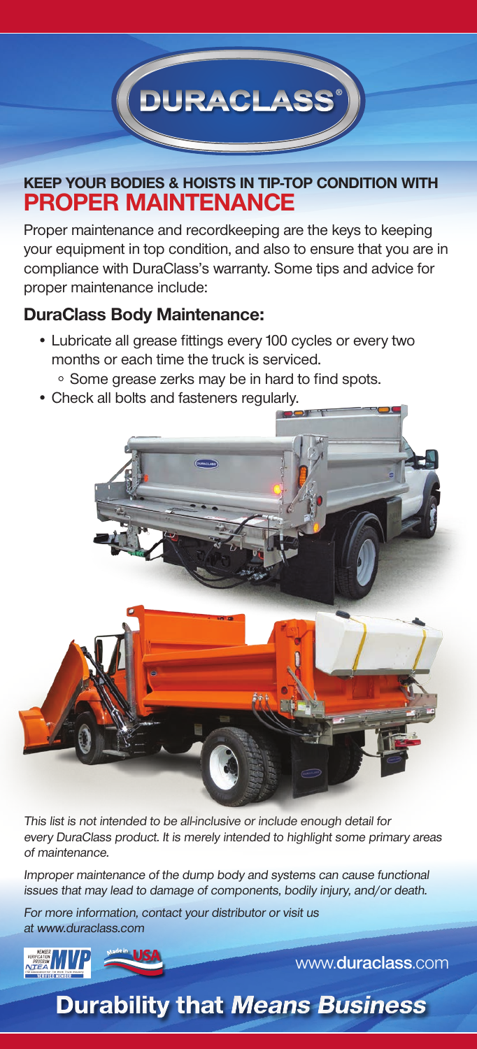# DURACLASS®

## KEEP YOUR BODIES & HOISTS IN TIP-TOP CONDITION WITH
## PROPER MAINTENANCE

Proper maintenance and recordkeeping are the keys to keeping your equipment in top condition, and also to ensure that you are in compliance with DuraClass's warranty. Some tips and advice for proper maintenance include:

### DuraClass Body Maintenance:

- Lubricate all grease fittings every 100 cycles or every two months or each time the truck is serviced.
  - Some grease zerks may be in hard to find spots.
- Check all bolts and fasteners regularly.

*This list is not intended to be all-inclusive or include enough detail for every DuraClass product. It is merely intended to highlight some primary areas of maintenance.*

*Improper maintenance of the dump body and systems can cause functional issues that may lead to damage of components, bodily injury, and/or death.*

*For more information, contact your distributor or visit us at www.duraclass.com*

www.duraclass.com

**Durability that *Means Business***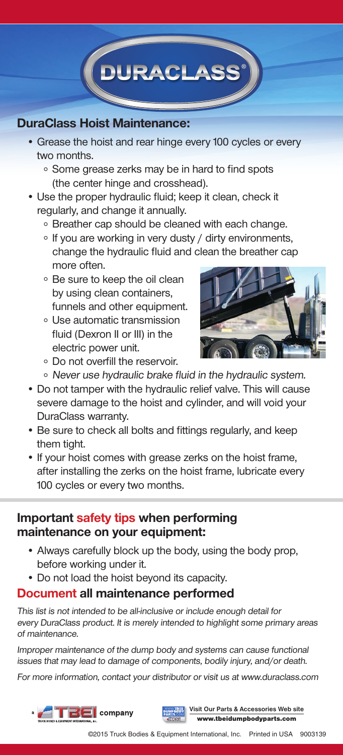# DURACLASS®

## DuraClass Hoist Maintenance:

- Grease the hoist and rear hinge every 100 cycles or every two months.
  - Some grease zerks may be in hard to find spots (the center hinge and crosshead).
- Use the proper hydraulic fluid; keep it clean, check it regularly, and change it annually.
  - Breather cap should be cleaned with each change.
  - If you are working in very dusty / dirty environments, change the hydraulic fluid and clean the breather cap more often.
  - Be sure to keep the oil clean by using clean containers, funnels and other equipment.
  - Use automatic transmission fluid (Dexron II or III) in the electric power unit.
  - Do not overfill the reservoir.
  - *Never use hydraulic brake fluid in the hydraulic system.*
- Do not tamper with the hydraulic relief valve. This will cause severe damage to the hoist and cylinder, and will void your DuraClass warranty.
- Be sure to check all bolts and fittings regularly, and keep them tight.
- If your hoist comes with grease zerks on the hoist frame, after installing the zerks on the hoist frame, lubricate every 100 cycles or every two months.

## Important safety tips when performing maintenance on your equipment:

- Always carefully block up the body, using the body prop, before working under it.
- Do not load the hoist beyond its capacity.

## Document all maintenance performed

*This list is not intended to be all-inclusive or include enough detail for every DuraClass product. It is merely intended to highlight some primary areas of maintenance.*

*Improper maintenance of the dump body and systems can cause functional issues that may lead to damage of components, bodily injury, and/or death.*

*For more information, contact your distributor or visit us at www.duraclass.com*

a TBEI company

Visit Our Parts & Accessories Web site
www.tbeidumpbodyparts.com

©2015 Truck Bodies & Equipment International, Inc. Printed in USA 9003139